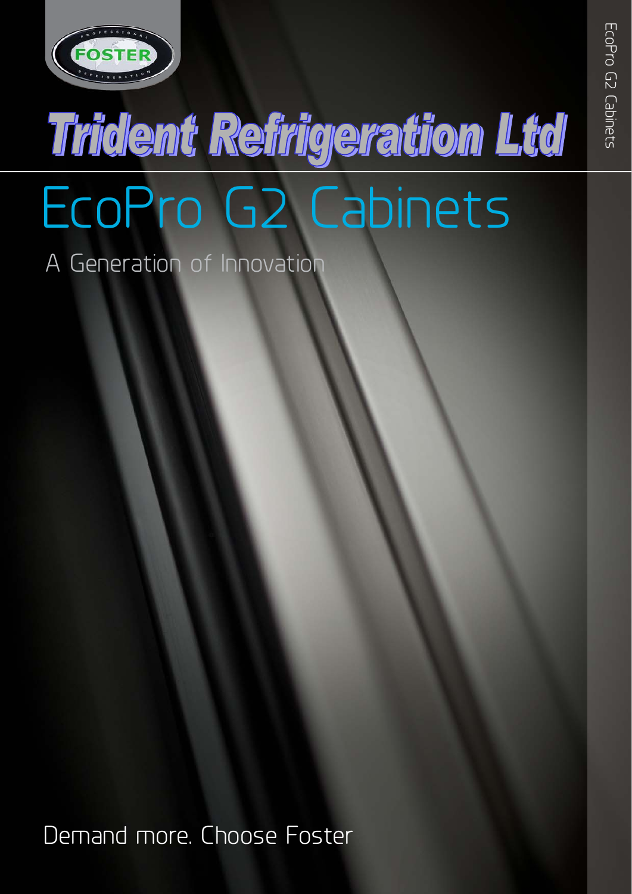# Trident Refrigeration Ltd

# EcoPro G2 Cabinets

## A Generation of Innovation

Demand more. Choose Foster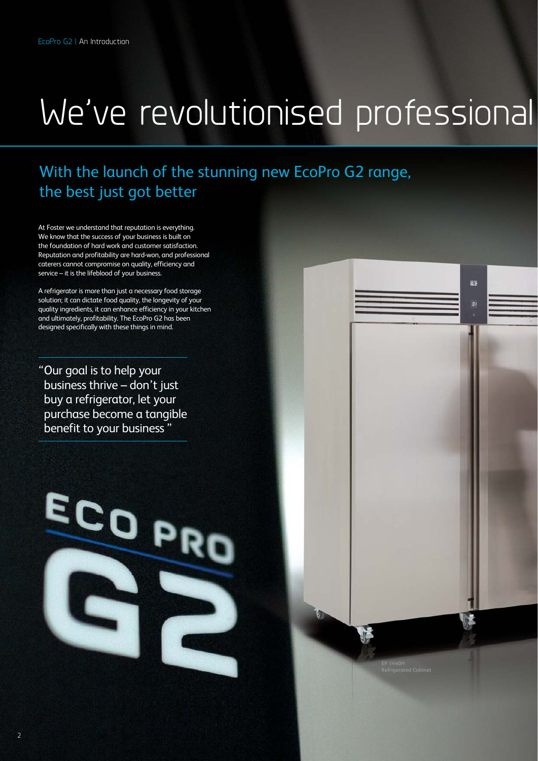# We've revolutionised professional

## With the launch of the stunning new EcoPro G2 range, the best just got better

At Foster we understand that reputation is everything. We know that the success of your business is built on the foundation of hard work and customer satisfaction. Reputation and profitability are hard-won, and professional caterers cannot compromise on quality, efficiency and service – it is the lifeblood of your business.

A refrigerator is more than just a necessary food storage solution; it can dictate food quality, the longevity of your quality ingredients, it can enhance efficiency in your kitchen and ultimately, profitability. The EcoPro G2 has been designed specifically with these things in mind.

> "Our goal is to help your business thrive – don't just buy a refrigerator, let your purchase become a tangible benefit to your business"

EP 1440H
Refrigerated Cabinet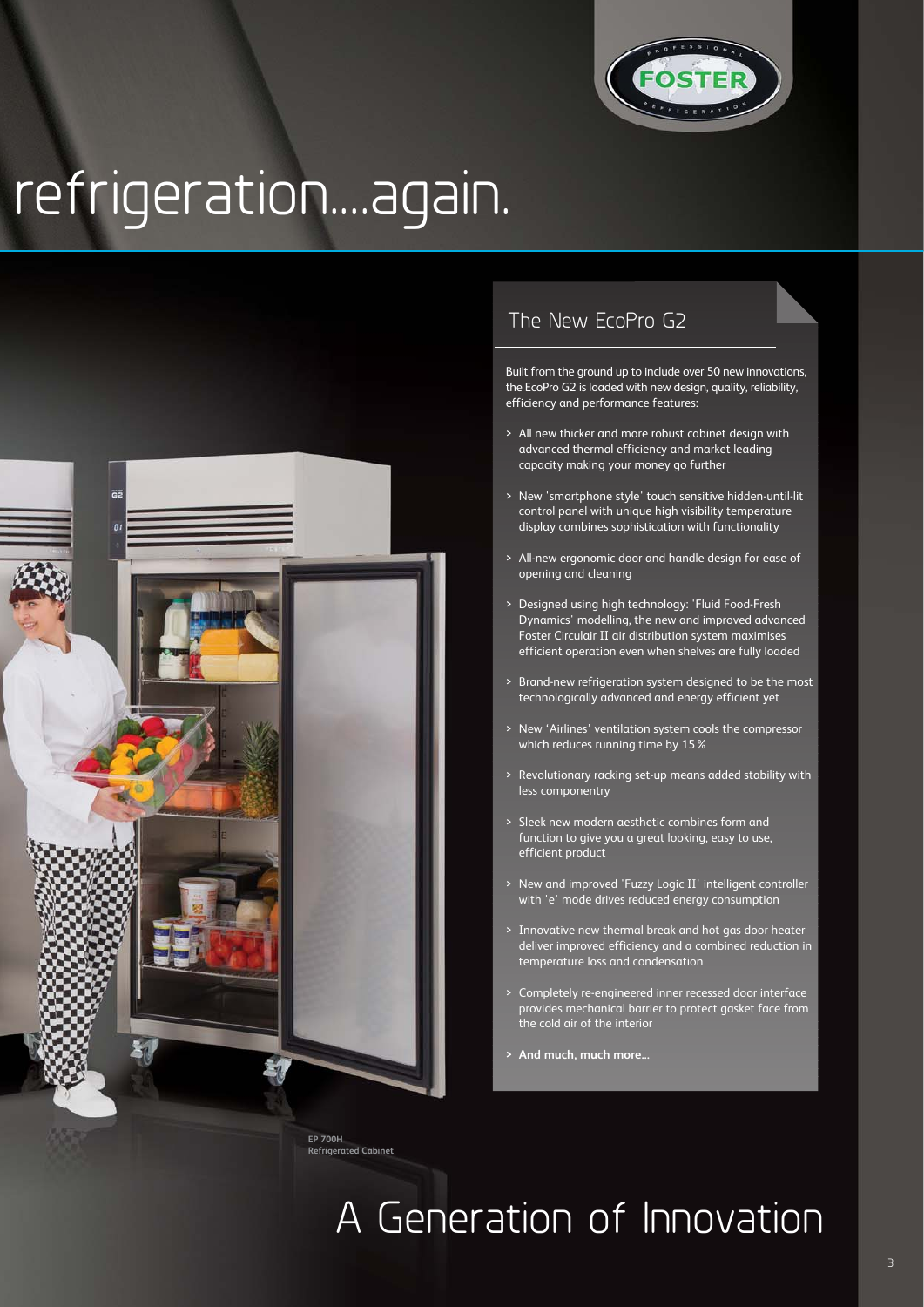# refrigeration....again.

## The New EcoPro G2

Built from the ground up to include over 50 new innovations, the EcoPro G2 is loaded with new design, quality, reliability, efficiency and performance features:

- All new thicker and more robust cabinet design with advanced thermal efficiency and market leading capacity making your money go further
- New 'smartphone style' touch sensitive hidden-until-lit control panel with unique high visibility temperature display combines sophistication with functionality
- All-new ergonomic door and handle design for ease of opening and cleaning
- Designed using high technology: 'Fluid Food-Fresh Dynamics' modelling, the new and improved advanced Foster Circulair II air distribution system maximises efficient operation even when shelves are fully loaded
- Brand-new refrigeration system designed to be the most technologically advanced and energy efficient yet
- New 'Airlines' ventilation system cools the compressor which reduces running time by 15 %
- Revolutionary racking set-up means added stability with less componentry
- Sleek new modern aesthetic combines form and function to give you a great looking, easy to use, efficient product
- New and improved 'Fuzzy Logic II' intelligent controller with 'e' mode drives reduced energy consumption
- Innovative new thermal break and hot gas door heater deliver improved efficiency and a combined reduction in temperature loss and condensation
- Completely re-engineered inner recessed door interface provides mechanical barrier to protect gasket face from the cold air of the interior
- **And much, much more...**

**EP 700H**
**Refrigerated Cabinet**

# A Generation of Innovation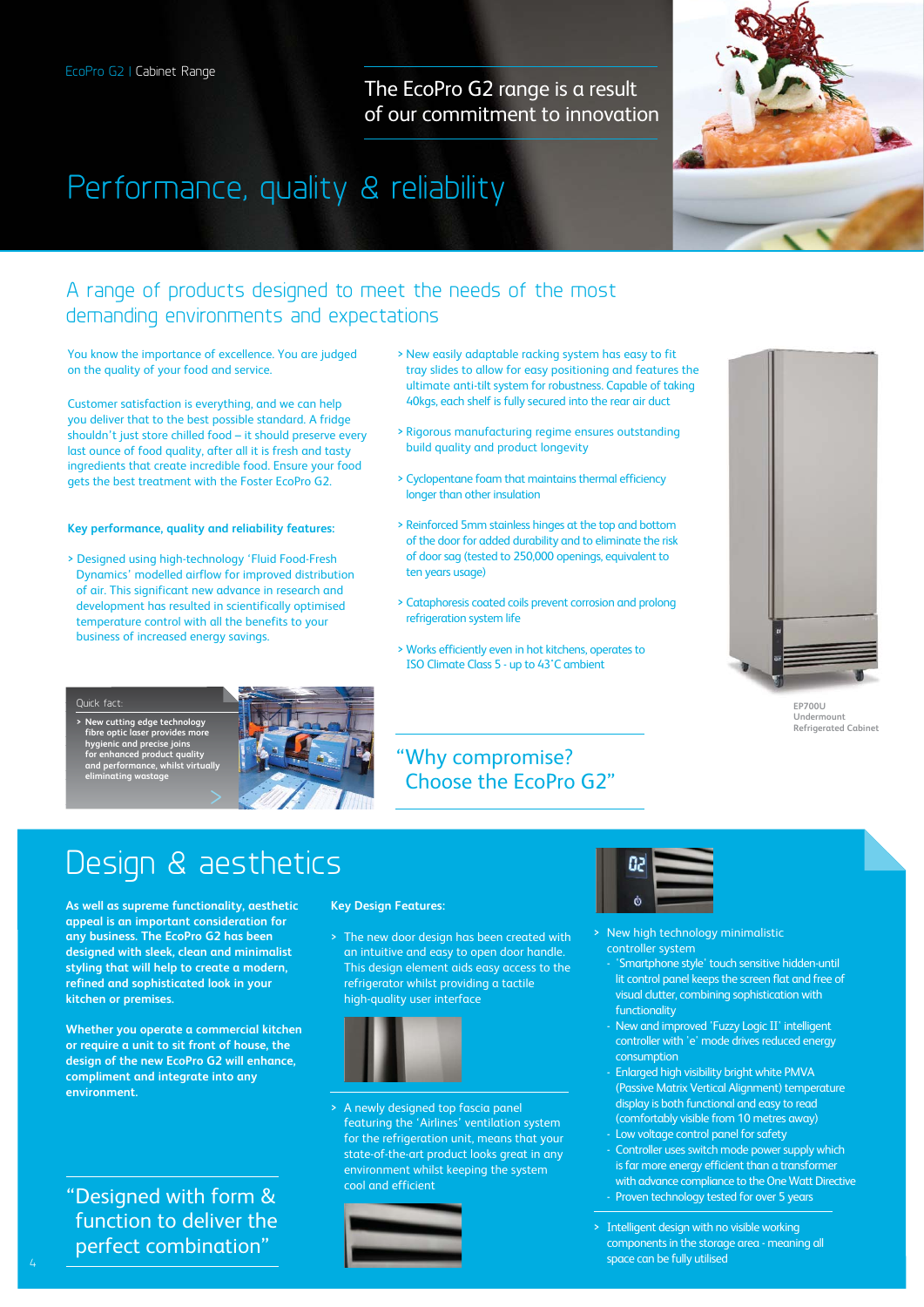EcoPro G2 | Cabinet Range

The EcoPro G2 range is a result of our commitment to innovation

# Performance, quality & reliability

## A range of products designed to meet the needs of the most demanding environments and expectations

You know the importance of excellence. You are judged on the quality of your food and service.

Customer satisfaction is everything, and we can help you deliver that to the best possible standard. A fridge shouldn't just store chilled food – it should preserve every last ounce of food quality, after all it is fresh and tasty ingredients that create incredible food. Ensure your food gets the best treatment with the Foster EcoPro G2.

**Key performance, quality and reliability features:**

> Designed using high-technology 'Fluid Food-Fresh Dynamics' modelled airflow for improved distribution of air. This significant new advance in research and development has resulted in scientifically optimised temperature control with all the benefits to your business of increased energy savings.

> New easily adaptable racking system has easy to fit tray slides to allow for easy positioning and features the ultimate anti-tilt system for robustness. Capable of taking 40kgs, each shelf is fully secured into the rear air duct

> Rigorous manufacturing regime ensures outstanding build quality and product longevity

> Cyclopentane foam that maintains thermal efficiency longer than other insulation

> Reinforced 5mm stainless hinges at the top and bottom of the door for added durability and to eliminate the risk of door sag (tested to 250,000 openings, equivalent to ten years usage)

> Cataphoresis coated coils prevent corrosion and prolong refrigeration system life

> Works efficiently even in hot kitchens, operates to ISO Climate Class 5 - up to 43˚C ambient

EP700U
Undermount
Refrigerated Cabinet

Quick fact:

> New cutting edge technology fibre optic laser provides more hygienic and precise joins for enhanced product quality and performance, whilst virtually eliminating wastage

"Why compromise? Choose the EcoPro G2"

# Design & aesthetics

**As well as supreme functionality, aesthetic appeal is an important consideration for any business. The EcoPro G2 has been designed with sleek, clean and minimalist styling that will help to create a modern, refined and sophisticated look in your kitchen or premises.**

**Whether you operate a commercial kitchen or require a unit to sit front of house, the design of the new EcoPro G2 will enhance, compliment and integrate into any environment.**

"Designed with form & function to deliver the perfect combination"

**Key Design Features:**

> The new door design has been created with an intuitive and easy to open door handle. This design element aids easy access to the refrigerator whilst providing a tactile high-quality user interface

> A newly designed top fascia panel featuring the 'Airlines' ventilation system for the refrigeration unit, means that your state-of-the-art product looks great in any environment whilst keeping the system cool and efficient

> New high technology minimalistic controller system
- 'Smartphone style' touch sensitive hidden-until lit control panel keeps the screen flat and free of visual clutter, combining sophistication with functionality
- New and improved 'Fuzzy Logic II' intelligent controller with 'e' mode drives reduced energy consumption
- Enlarged high visibility bright white PMVA (Passive Matrix Vertical Alignment) temperature display is both functional and easy to read (comfortably visible from 10 metres away)
- Low voltage control panel for safety
- Controller uses switch mode power supply which is far more energy efficient than a transformer with advance compliance to the One Watt Directive
- Proven technology tested for over 5 years

> Intelligent design with no visible working components in the storage area - meaning all space can be fully utilised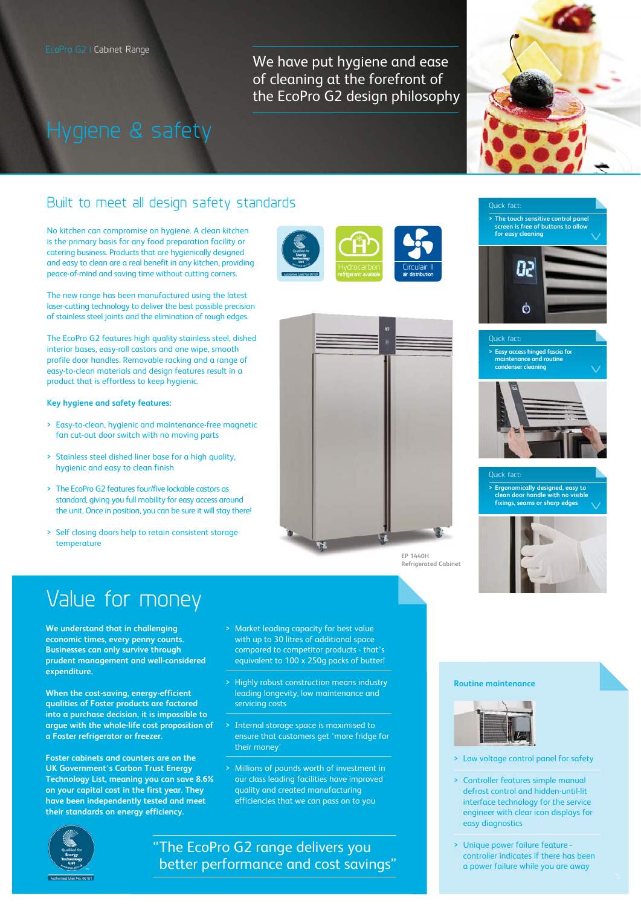EcoPro G2 | Cabinet Range

# Hygiene & safety

We have put hygiene and ease of cleaning at the forefront of the EcoPro G2 design philosophy

## Built to meet all design safety standards

No kitchen can compromise on hygiene. A clean kitchen is the primary basis for any food preparation facility or catering business. Products that are hygienically designed and easy to clean are a real benefit in any kitchen, providing peace-of-mind and saving time without cutting corners.

The new range has been manufactured using the latest laser-cutting technology to deliver the best possible precision of stainless steel joints and the elimination of rough edges.

The EcoPro G2 features high quality stainless steel, dished interior bases, easy-roll castors and one wipe, smooth profile door handles. Removable racking and a range of easy-to-clean materials and design features result in a product that is effortless to keep hygienic.

**Key hygiene and safety features:**

- Easy-to-clean, hygienic and maintenance-free magnetic fan cut-out door switch with no moving parts
- Stainless steel dished liner base for a high quality, hygienic and easy to clean finish
- The EcoPro G2 features four/five lockable castors as standard, giving you full mobility for easy access around the unit. Once in position, you can be sure it will stay there!
- Self closing doors help to retain consistent storage temperature

Hydrocarbon refrigerant available

Circulair II air distribution

EP 1440H Refrigerated Cabinet

Quick fact:
- The touch sensitive control panel screen is free of buttons to allow for easy cleaning

Quick fact:
- Easy access hinged fascia for maintenance and routine condenser cleaning

Quick fact:
- Ergonomically designed, easy to clean door handle with no visible fixings, seams or sharp edges

## Value for money

**We understand that in challenging economic times, every penny counts. Businesses can only survive through prudent management and well-considered expenditure.**

**When the cost-saving, energy-efficient qualities of Foster products are factored into a purchase decision, it is impossible to argue with the whole-life cost proposition of a Foster refrigerator or freezer.**

**Foster cabinets and counters are on the UK Government's Carbon Trust Energy Technology List, meaning you can save 8.6% on your capital cost in the first year. They have been independently tested and meet their standards on energy efficiency.**

- Market leading capacity for best value with up to 30 litres of additional space compared to competitor products - that's equivalent to 100 x 250g packs of butter!
- Highly robust construction means industry leading longevity, low maintenance and servicing costs
- Internal storage space is maximised to ensure that customers get 'more fridge for their money'
- Millions of pounds worth of investment in our class leading facilities have improved quality and created manufacturing efficiencies that we can pass on to you

"The EcoPro G2 range delivers you better performance and cost savings"

### Routine maintenance

- Low voltage control panel for safety
- Controller features simple manual defrost control and hidden-until-lit interface technology for the service engineer with clear icon displays for easy diagnostics
- Unique power failure feature - controller indicates if there has been a power failure while you are away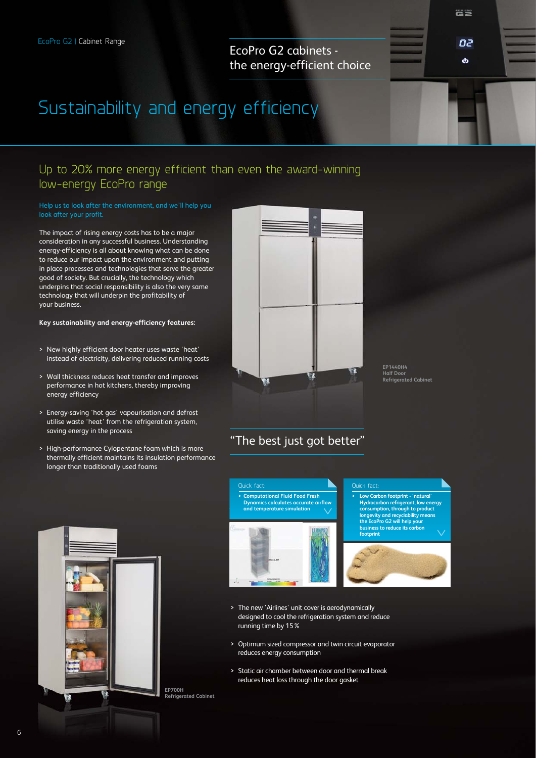## EcoPro G2 cabinets - the energy-efficient choice

# Sustainability and energy efficiency

## Up to 20% more energy efficient than even the award-winning low-energy EcoPro range

Help us to look after the environment, and we'll help you look after your profit.

The impact of rising energy costs has to be a major consideration in any successful business. Understanding energy-efficiency is all about knowing what can be done to reduce our impact upon the environment and putting in place processes and technologies that serve the greater good of society. But crucially, the technology which underpins that social responsibility is also the very same technology that will underpin the profitability of your business.

**Key sustainability and energy-efficiency features:**

> New highly efficient door heater uses waste 'heat' instead of electricity, delivering reduced running costs

> Wall thickness reduces heat transfer and improves performance in hot kitchens, thereby improving energy efficiency

> Energy-saving 'hot gas' vapourisation and defrost utilise waste 'heat' from the refrigeration system, saving energy in the process

> High-performance Cylopentane foam which is more thermally efficient maintains its insulation performance longer than traditionally used foams

**EP1440H4**
**Half Door**
**Refrigerated Cabinet**

## "The best just got better"

Quick fact:

> **Computational Fluid Food Fresh Dynamics calculates accurate airflow and temperature simulation**

Quick fact:

> **Low Carbon footprint - 'natural' Hydrocarbon refrigerant, low energy consumption, through to product longevity and recyclability means the EcoPro G2 will help your business to reduce its carbon footprint**

> The new 'Airlines' unit cover is aerodynamically designed to cool the refrigeration system and reduce running time by 15%

> Optimum sized compressor and twin circuit evaporator reduces energy consumption

> Static air chamber between door and thermal break reduces heat loss through the door gasket

**EP700H**
**Refrigerated Cabinet**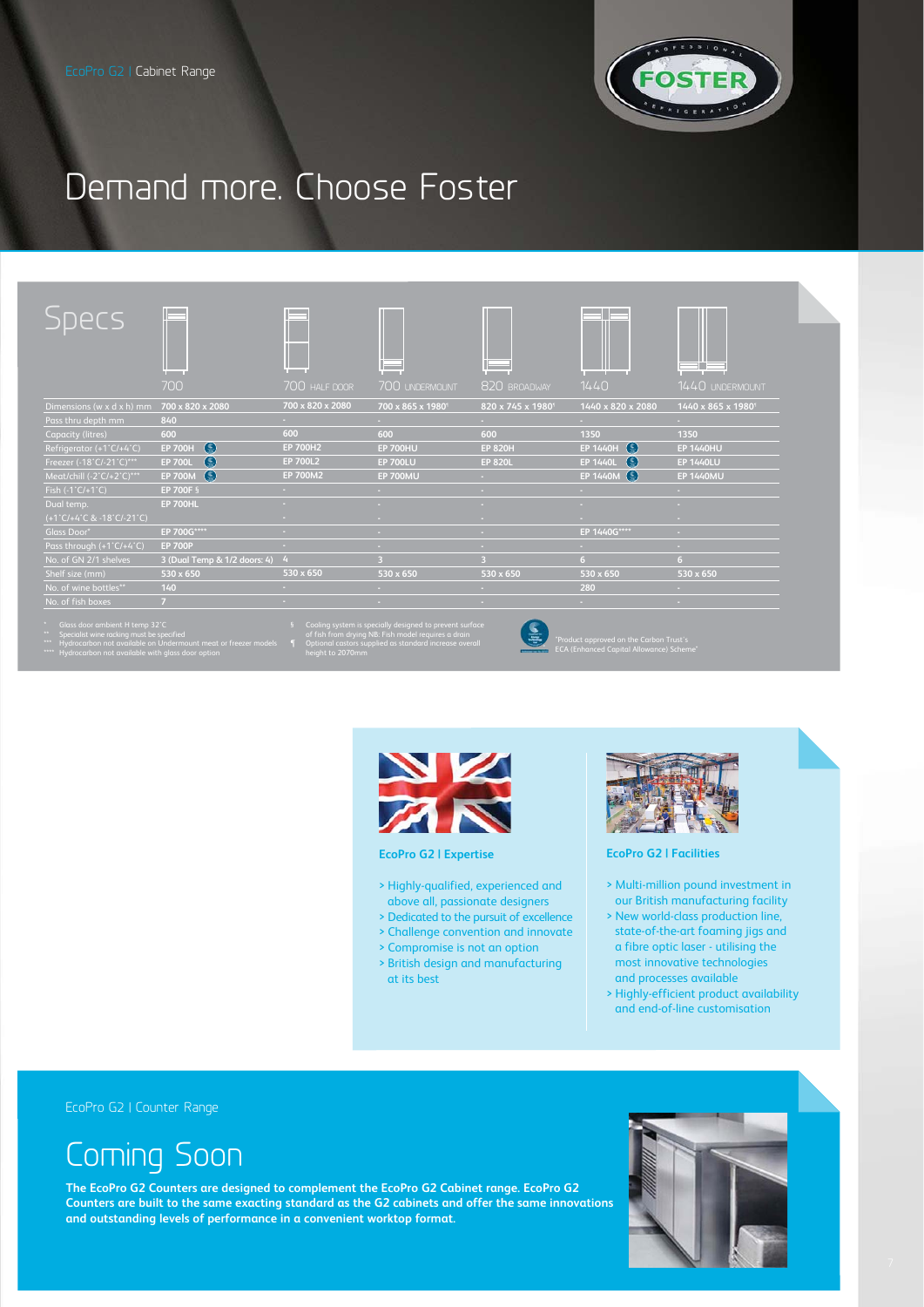EcoPro G2 | Cabinet Range

# Demand more. Choose Foster

## Specs

| | 700 | 700 HALF DOOR | 700 UNDERMOUNT | 820 BROADWAY | 1440 | 1440 UNDERMOUNT |
|---|---|---|---|---|---|---|
| Dimensions (w x d x h) mm | 700 x 820 x 2080 | 700 x 820 x 2080 | 700 x 865 x 1980¶ | 820 x 745 x 1980¶ | 1440 x 820 x 2080 | 1440 x 865 x 1980¶ |
| Pass thru depth mm | 840 | - | - | - | - | - |
| Capacity (litres) | 600 | 600 | 600 | 600 | 1350 | 1350 |
| Refrigerator (+1°C/+4°C) | EP 700H | EP 700H2 | EP 700HU | EP 820H | EP 1440H | EP 1440HU |
| Freezer (-18°C/-21°C)*** | EP 700L | EP 700L2 | EP 700LU | EP 820L | EP 1440L | EP 1440LU |
| Meat/chill (-2°C/+2°C)*** | EP 700M | EP 700M2 | EP 700MU | - | EP 1440M | EP 1440MU |
| Fish (-1°C/+1°C) | EP 700F § | - | - | - | - | - |
| Dual temp. (+1°C/+4°C & -18°C/-21°C) | EP 700HL | - | - | - | - | - |
| Glass Door* | EP 700G**** | - | - | - | EP 1440G**** | - |
| Pass through (+1°C/+4°C) | EP 700P | - | - | - | - | - |
| No. of GN 2/1 shelves | 3 (Dual Temp & 1/2 doors: 4) | 4 | 3 | 3 | 6 | 6 |
| Shelf size (mm) | 530 x 650 | 530 x 650 | 530 x 650 | 530 x 650 | 530 x 650 | 530 x 650 |
| No. of wine bottles** | 140 | - | - | - | 280 | - |
| No. of fish boxes | 7 | - | - | - | - | - |

\* Glass door ambient H temp 32°C
\** Specialist wine racking must be specified
\*** Hydrocarbon not available on Undermount meat or freezer models
\**** Hydrocarbon not available with glass door option

§ Cooling system is specially designed to prevent surface of fish from drying NB: Fish model requires a drain
¶ Optional castors supplied as standard increase overall height to 2070mm

"Product approved on the Carbon Trust's ECA (Enhanced Capital Allowance) Scheme"

### EcoPro G2 | Expertise

- Highly-qualified, experienced and above all, passionate designers
- Dedicated to the pursuit of excellence
- Challenge convention and innovate
- Compromise is not an option
- British design and manufacturing at its best

### EcoPro G2 | Facilities

- Multi-million pound investment in our British manufacturing facility
- New world-class production line, state-of-the-art foaming jigs and a fibre optic laser - utilising the most innovative technologies and processes available
- Highly-efficient product availability and end-of-line customisation

EcoPro G2 | Counter Range

## Coming Soon

**The EcoPro G2 Counters are designed to complement the EcoPro G2 Cabinet range. EcoPro G2 Counters are built to the same exacting standard as the G2 cabinets and offer the same innovations and outstanding levels of performance in a convenient worktop format.**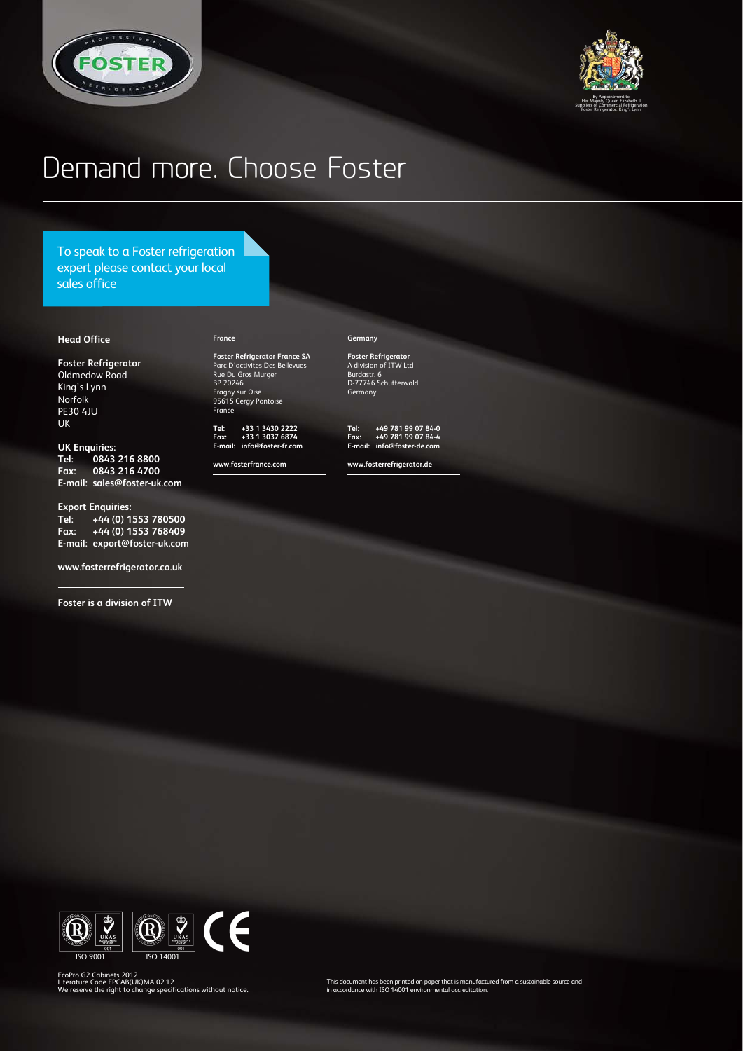By Appointment to Her Majesty Queen Elizabeth II Suppliers of Commercial Refrigeration Foster Refrigerator, King's Lynn

# Demand more. Choose Foster

To speak to a Foster refrigeration expert please contact your local sales office

**Head Office**

**Foster Refrigerator**
Oldmedow Road
King's Lynn
Norfolk
PE30 4JU
UK

**UK Enquiries:**
**Tel: 0843 216 8800**
**Fax: 0843 216 4700**
**E-mail: sales@foster-uk.com**

**Export Enquiries:**
**Tel: +44 (0) 1553 780500**
**Fax: +44 (0) 1553 768409**
**E-mail: export@foster-uk.com**

**www.fosterrefrigerator.co.uk**

**Foster is a division of ITW**

**France**

**Foster Refrigerator France SA**
Parc D'activites Des Bellevues
Rue Du Gros Murger
BP 20246
Eragny sur Oise
95615 Cergy Pontoise
France

**Tel: +33 1 3430 2222**
**Fax: +33 1 3037 6874**
**E-mail: info@foster-fr.com**

**www.fosterfrance.com**

**Germany**

**Foster Refrigerator**
A division of ITW Ltd
Burdastr. 6
D-77746 Schutterwald
Germany

**Tel: +49 781 99 07 84-0**
**Fax: +49 781 99 07 84-4**
**E-mail: info@foster-de.com**

**www.fosterrefrigerator.de**

ISO 9001 ISO 14001

EcoPro G2 Cabinets 2012
Literature Code EPCAB(UK)MA 02.12
We reserve the right to change specifications without notice.

This document has been printed on paper that is manufactured from a sustainable source and in accordance with ISO 14001 environmental accreditation.